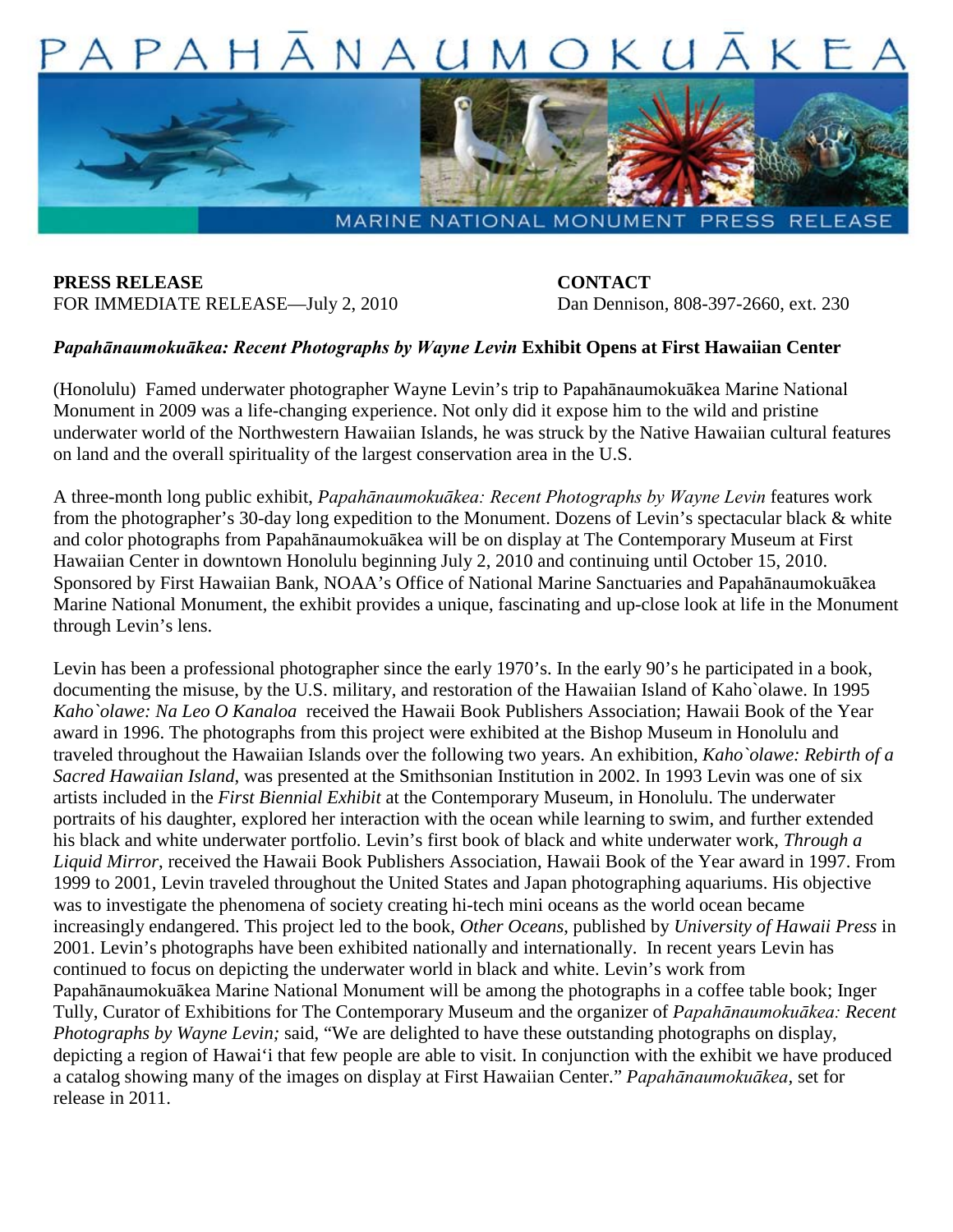# PAPAHĀNAUMOKUĀKEA

MARINE NATIONAL MONUMENT PRESS RELEASE

**PRESS RELEASE**
FOR IMMEDIATE RELEASE—July 2, 2010

**CONTACT**
Dan Dennison, 808-397-2660, ext. 230

## ***Papahānaumokuākea: Recent Photographs by Wayne Levin*** **Exhibit Opens at First Hawaiian Center**

(Honolulu) Famed underwater photographer Wayne Levin's trip to Papahānaumokuākea Marine National Monument in 2009 was a life-changing experience. Not only did it expose him to the wild and pristine underwater world of the Northwestern Hawaiian Islands, he was struck by the Native Hawaiian cultural features on land and the overall spirituality of the largest conservation area in the U.S.

A three-month long public exhibit, *Papahānaumokuākea: Recent Photographs by Wayne Levin* features work from the photographer's 30-day long expedition to the Monument. Dozens of Levin's spectacular black & white and color photographs from Papahānaumokuākea will be on display at The Contemporary Museum at First Hawaiian Center in downtown Honolulu beginning July 2, 2010 and continuing until October 15, 2010. Sponsored by First Hawaiian Bank, NOAA's Office of National Marine Sanctuaries and Papahānaumokuākea Marine National Monument, the exhibit provides a unique, fascinating and up-close look at life in the Monument through Levin's lens.

Levin has been a professional photographer since the early 1970's. In the early 90's he participated in a book, documenting the misuse, by the U.S. military, and restoration of the Hawaiian Island of Kaho`olawe. In 1995 *Kaho`olawe: Na Leo O Kanaloa* received the Hawaii Book Publishers Association; Hawaii Book of the Year award in 1996. The photographs from this project were exhibited at the Bishop Museum in Honolulu and traveled throughout the Hawaiian Islands over the following two years. An exhibition, *Kaho`olawe: Rebirth of a Sacred Hawaiian Island*, was presented at the Smithsonian Institution in 2002. In 1993 Levin was one of six artists included in the *First Biennial Exhibit* at the Contemporary Museum, in Honolulu. The underwater portraits of his daughter, explored her interaction with the ocean while learning to swim, and further extended his black and white underwater portfolio. Levin's first book of black and white underwater work, *Through a Liquid Mirror*, received the Hawaii Book Publishers Association, Hawaii Book of the Year award in 1997. From 1999 to 2001, Levin traveled throughout the United States and Japan photographing aquariums. His objective was to investigate the phenomena of society creating hi-tech mini oceans as the world ocean became increasingly endangered. This project led to the book, *Other Oceans*, published by *University of Hawaii Press* in 2001. Levin's photographs have been exhibited nationally and internationally. In recent years Levin has continued to focus on depicting the underwater world in black and white. Levin's work from Papahānaumokuākea Marine National Monument will be among the photographs in a coffee table book; Inger Tully, Curator of Exhibitions for The Contemporary Museum and the organizer of *Papahānaumokuākea: Recent Photographs by Wayne Levin;* said, "We are delighted to have these outstanding photographs on display, depicting a region of Hawai'i that few people are able to visit. In conjunction with the exhibit we have produced a catalog showing many of the images on display at First Hawaiian Center." *Papahānaumokuākea*, set for release in 2011.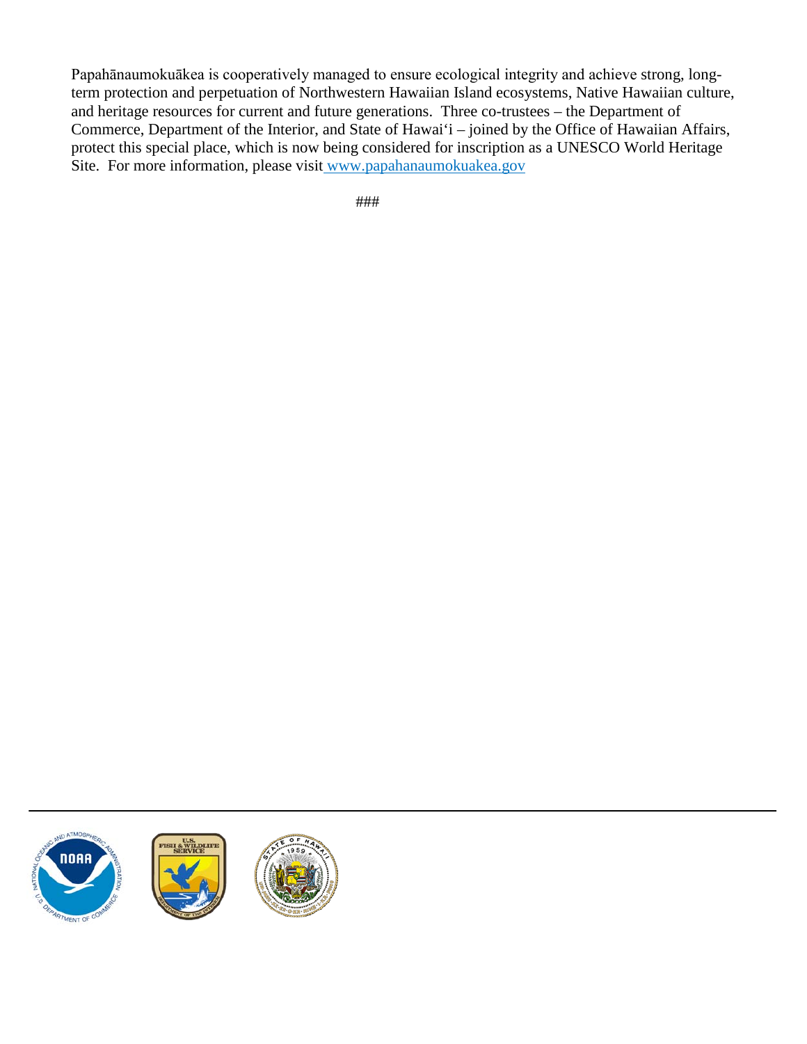Papahānaumokuākea is cooperatively managed to ensure ecological integrity and achieve strong, long-term protection and perpetuation of Northwestern Hawaiian Island ecosystems, Native Hawaiian culture, and heritage resources for current and future generations. Three co-trustees – the Department of Commerce, Department of the Interior, and State of Hawai'i – joined by the Office of Hawaiian Affairs, protect this special place, which is now being considered for inscription as a UNESCO World Heritage Site. For more information, please visit [www.papahanaumokuakea.gov](http://www.papahanaumokuakea.gov)

###